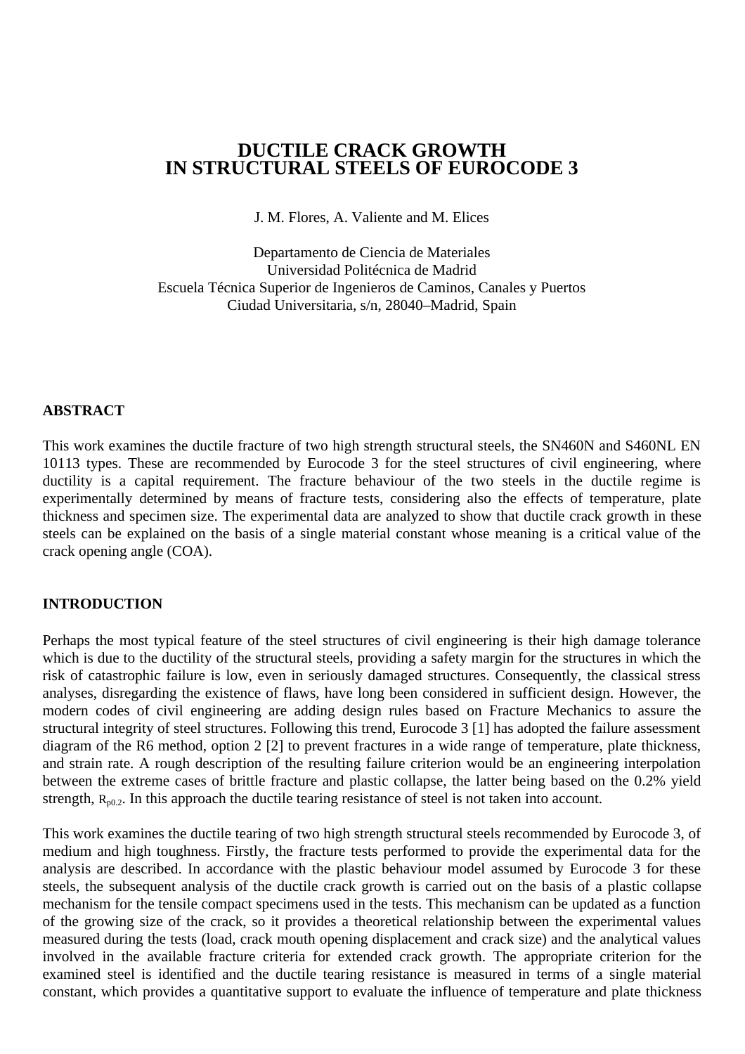# DUCTILE CRACK GROWTH IN STRUCTURAL STEELS OF EUROCODE 3

J. M. Flores, A. Valiente and M. Elices

Departamento de Ciencia de Materiales
Universidad Politécnica de Madrid
Escuela Técnica Superior de Ingenieros de Caminos, Canales y Puertos
Ciudad Universitaria, s/n, 28040–Madrid, Spain

## ABSTRACT

This work examines the ductile fracture of two high strength structural steels, the SN460N and S460NL EN 10113 types. These are recommended by Eurocode 3 for the steel structures of civil engineering, where ductility is a capital requirement. The fracture behaviour of the two steels in the ductile regime is experimentally determined by means of fracture tests, considering also the effects of temperature, plate thickness and specimen size. The experimental data are analyzed to show that ductile crack growth in these steels can be explained on the basis of a single material constant whose meaning is a critical value of the crack opening angle (COA).

## INTRODUCTION

Perhaps the most typical feature of the steel structures of civil engineering is their high damage tolerance which is due to the ductility of the structural steels, providing a safety margin for the structures in which the risk of catastrophic failure is low, even in seriously damaged structures. Consequently, the classical stress analyses, disregarding the existence of flaws, have long been considered in sufficient design. However, the modern codes of civil engineering are adding design rules based on Fracture Mechanics to assure the structural integrity of steel structures. Following this trend, Eurocode 3 [1] has adopted the failure assessment diagram of the R6 method, option 2 [2] to prevent fractures in a wide range of temperature, plate thickness, and strain rate. A rough description of the resulting failure criterion would be an engineering interpolation between the extreme cases of brittle fracture and plastic collapse, the latter being based on the 0.2% yield strength, $R_{p0.2}$. In this approach the ductile tearing resistance of steel is not taken into account.

This work examines the ductile tearing of two high strength structural steels recommended by Eurocode 3, of medium and high toughness. Firstly, the fracture tests performed to provide the experimental data for the analysis are described. In accordance with the plastic behaviour model assumed by Eurocode 3 for these steels, the subsequent analysis of the ductile crack growth is carried out on the basis of a plastic collapse mechanism for the tensile compact specimens used in the tests. This mechanism can be updated as a function of the growing size of the crack, so it provides a theoretical relationship between the experimental values measured during the tests (load, crack mouth opening displacement and crack size) and the analytical values involved in the available fracture criteria for extended crack growth. The appropriate criterion for the examined steel is identified and the ductile tearing resistance is measured in terms of a single material constant, which provides a quantitative support to evaluate the influence of temperature and plate thickness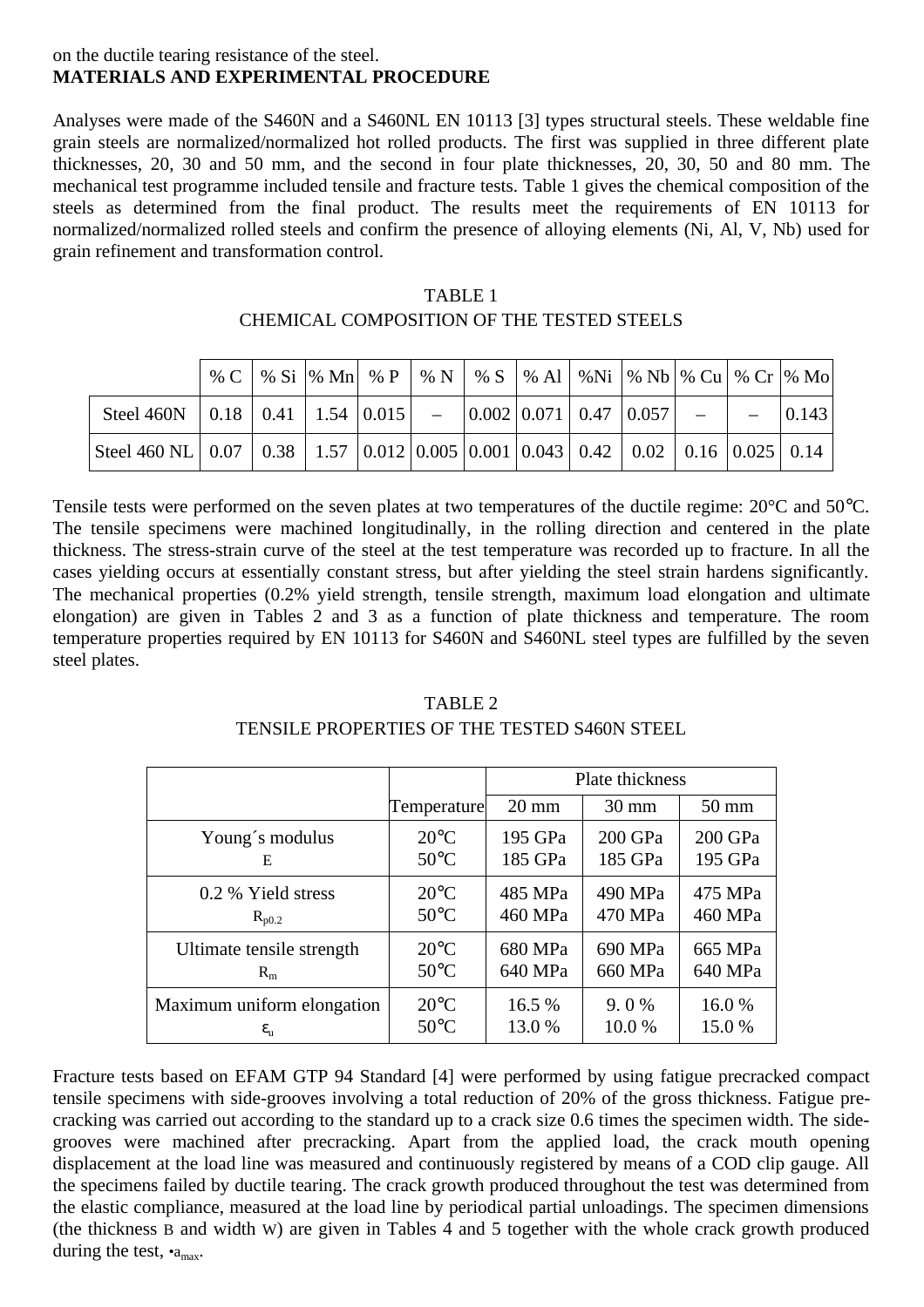on the ductile tearing resistance of the steel.

## MATERIALS AND EXPERIMENTAL PROCEDURE

Analyses were made of the S460N and a S460NL EN 10113 [3] types structural steels. These weldable fine grain steels are normalized/normalized hot rolled products. The first was supplied in three different plate thicknesses, 20, 30 and 50 mm, and the second in four plate thicknesses, 20, 30, 50 and 80 mm. The mechanical test programme included tensile and fracture tests. Table 1 gives the chemical composition of the steels as determined from the final product. The results meet the requirements of EN 10113 for normalized/normalized rolled steels and confirm the presence of alloying elements (Ni, Al, V, Nb) used for grain refinement and transformation control.

TABLE 1
CHEMICAL COMPOSITION OF THE TESTED STEELS

| | % C | % Si | % Mn | % P | % N | % S | % Al | %Ni | % Nb | % Cu | % Cr | % Mo |
|---|---|---|---|---|---|---|---|---|---|---|---|---|
| Steel 460N | 0.18 | 0.41 | 1.54 | 0.015 | – | 0.002 | 0.071 | 0.47 | 0.057 | – | – | 0.143 |
| Steel 460 NL | 0.07 | 0.38 | 1.57 | 0.012 | 0.005 | 0.001 | 0.043 | 0.42 | 0.02 | 0.16 | 0.025 | 0.14 |

Tensile tests were performed on the seven plates at two temperatures of the ductile regime: 20°C and 50°C. The tensile specimens were machined longitudinally, in the rolling direction and centered in the plate thickness. The stress-strain curve of the steel at the test temperature was recorded up to fracture. In all the cases yielding occurs at essentially constant stress, but after yielding the steel strain hardens significantly. The mechanical properties (0.2% yield strength, tensile strength, maximum load elongation and ultimate elongation) are given in Tables 2 and 3 as a function of plate thickness and temperature. The room temperature properties required by EN 10113 for S460N and S460NL steel types are fulfilled by the seven steel plates.

TABLE 2
TENSILE PROPERTIES OF THE TESTED S460N STEEL

| | | Plate thickness | | |
|---|---|---|---|---|
| | Temperature | 20 mm | 30 mm | 50 mm |
| Young´s modulus $E$ | 20°C<br>50°C | 195 GPa<br>185 GPa | 200 GPa<br>185 GPa | 200 GPa<br>195 GPa |
| 0.2 % Yield stress $R_{p0.2}$ | 20°C<br>50°C | 485 MPa<br>460 MPa | 490 MPa<br>470 MPa | 475 MPa<br>460 MPa |
| Ultimate tensile strength $R_m$ | 20°C<br>50°C | 680 MPa<br>640 MPa | 690 MPa<br>660 MPa | 665 MPa<br>640 MPa |
| Maximum uniform elongation $\varepsilon_u$ | 20°C<br>50°C | 16.5 %<br>13.0 % | 9. 0 %<br>10.0 % | 16.0 %<br>15.0 % |

Fracture tests based on EFAM GTP 94 Standard [4] were performed by using fatigue precracked compact tensile specimens with side-grooves involving a total reduction of 20% of the gross thickness. Fatigue pre-cracking was carried out according to the standard up to a crack size 0.6 times the specimen width. The side-grooves were machined after precracking. Apart from the applied load, the crack mouth opening displacement at the load line was measured and continuously registered by means of a COD clip gauge. All the specimens failed by ductile tearing. The crack growth produced throughout the test was determined from the elastic compliance, measured at the load line by periodical partial unloadings. The specimen dimensions (the thickness B and width W) are given in Tables 4 and 5 together with the whole crack growth produced during the test, $\Delta a_{max}$.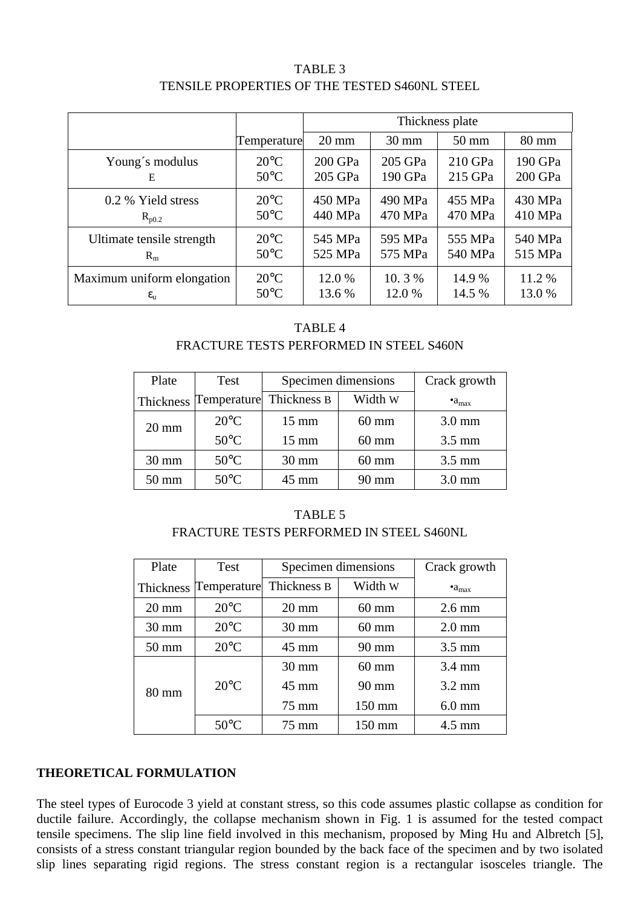TABLE 3
TENSILE PROPERTIES OF THE TESTED S460NL STEEL

| | Temperature | Thickness plate | | | |
|---|---|---|---|---|---|
| | | 20 mm | 30 mm | 50 mm | 80 mm |
| Young´s modulus $E$ | 20°C<br>50°C | 200 GPa<br>205 GPa | 205 GPa<br>190 GPa | 210 GPa<br>215 GPa | 190 GPa<br>200 GPa |
| 0.2 % Yield stress $R_{p0.2}$ | 20°C<br>50°C | 450 MPa<br>440 MPa | 490 MPa<br>470 MPa | 455 MPa<br>470 MPa | 430 MPa<br>410 MPa |
| Ultimate tensile strength $R_m$ | 20°C<br>50°C | 545 MPa<br>525 MPa | 595 MPa<br>575 MPa | 555 MPa<br>540 MPa | 540 MPa<br>515 MPa |
| Maximum uniform elongation $\varepsilon_u$ | 20°C<br>50°C | 12.0 %<br>13.6 % | 10. 3 %<br>12.0 % | 14.9 %<br>14.5 % | 11.2 %<br>13.0 % |

TABLE 4
FRACTURE TESTS PERFORMED IN STEEL S460N

| Plate Thickness | Test Temperature | Specimen dimensions | | Crack growth |
|---|---|---|---|---|
| | | Thickness B | Width W | $\Delta a_{max}$ |
| 20 mm | 20°C | 15 mm | 60 mm | 3.0 mm |
| | 50°C | 15 mm | 60 mm | 3.5 mm |
| 30 mm | 50°C | 30 mm | 60 mm | 3.5 mm |
| 50 mm | 50°C | 45 mm | 90 mm | 3.0 mm |

TABLE 5
FRACTURE TESTS PERFORMED IN STEEL S460NL

| Plate Thickness | Test Temperature | Specimen dimensions | | Crack growth |
|---|---|---|---|---|
| | | Thickness B | Width W | $\Delta a_{max}$ |
| 20 mm | 20°C | 20 mm | 60 mm | 2.6 mm |
| 30 mm | 20°C | 30 mm | 60 mm | 2.0 mm |
| 50 mm | 20°C | 45 mm | 90 mm | 3.5 mm |
| 80 mm | 20°C | 30 mm | 60 mm | 3.4 mm |
| | | 45 mm | 90 mm | 3.2 mm |
| | | 75 mm | 150 mm | 6.0 mm |
| | 50°C | 75 mm | 150 mm | 4.5 mm |

## THEORETICAL FORMULATION

The steel types of Eurocode 3 yield at constant stress, so this code assumes plastic collapse as condition for ductile failure. Accordingly, the collapse mechanism shown in Fig. 1 is assumed for the tested compact tensile specimens. The slip line field involved in this mechanism, proposed by Ming Hu and Albretch [5], consists of a stress constant triangular region bounded by the back face of the specimen and by two isolated slip lines separating rigid regions. The stress constant region is a rectangular isosceles triangle. The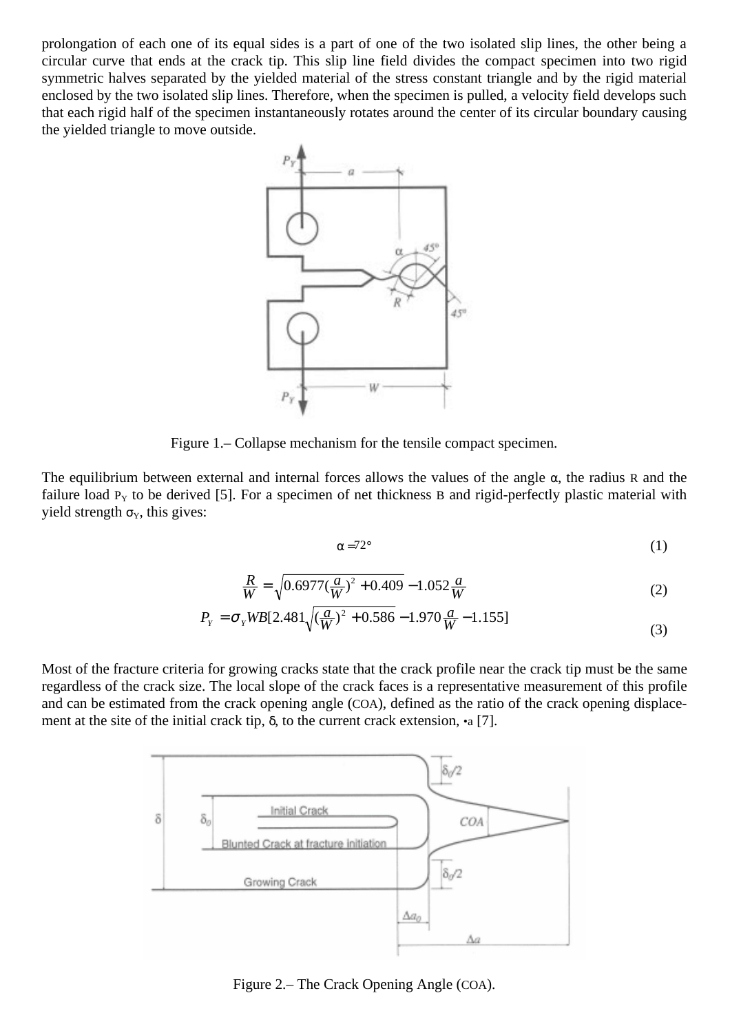prolongation of each one of its equal sides is a part of one of the two isolated slip lines, the other being a circular curve that ends at the crack tip. This slip line field divides the compact specimen into two rigid symmetric halves separated by the yielded material of the stress constant triangle and by the rigid material enclosed by the two isolated slip lines. Therefore, when the specimen is pulled, a velocity field develops such that each rigid half of the specimen instantaneously rotates around the center of its circular boundary causing the yielded triangle to move outside.

Figure 1.– Collapse mechanism for the tensile compact specimen.

The equilibrium between external and internal forces allows the values of the angle α, the radius R and the failure load $P_Y$ to be derived [5]. For a specimen of net thickness B and rigid-perfectly plastic material with yield strength $\sigma_Y$, this gives:

$$\alpha = 72° \tag{1}$$

$$\frac{R}{W} = \sqrt{0.6977\left(\frac{a}{W}\right)^2 + 0.409} - 1.052\frac{a}{W} \tag{2}$$

$$P_Y = \sigma_Y WB\left[2.481\sqrt{\left(\frac{a}{W}\right)^2 + 0.586} - 1.970\frac{a}{W} - 1.155\right] \tag{3}$$

Most of the fracture criteria for growing cracks state that the crack profile near the crack tip must be the same regardless of the crack size. The local slope of the crack faces is a representative measurement of this profile and can be estimated from the crack opening angle (COA), defined as the ratio of the crack opening displacement at the site of the initial crack tip, δ, to the current crack extension, $\Delta a$ [7].

Figure 2.– The Crack Opening Angle (COA).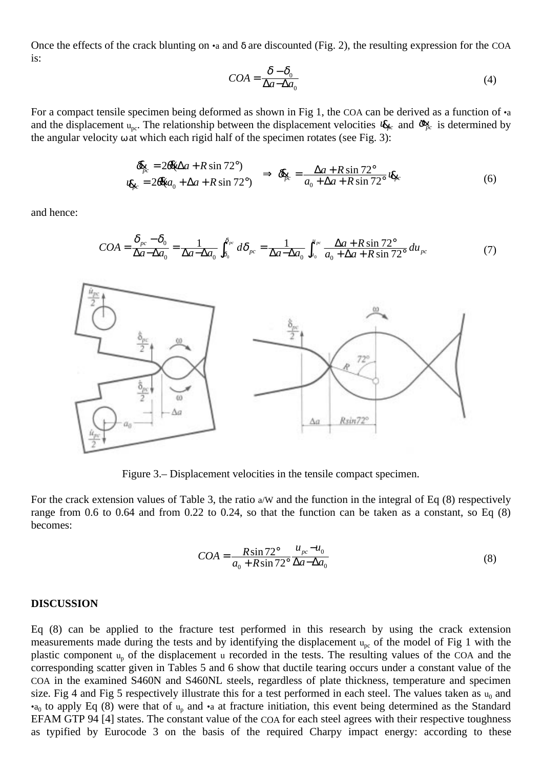Once the effects of the crack blunting on $\Delta a$ and $\delta$ are discounted (Fig. 2), the resulting expression for the COA is:

$$COA = \frac{\delta - \delta_0}{\Delta a - \Delta a_0} \tag{4}$$

For a compact tensile specimen being deformed as shown in Fig 1, the COA can be derived as a function of $\Delta a$ and the displacement $u_{pc}$. The relationship between the displacement velocities $\dot{u}_{pc}$ and $\dot{\delta}_{pc}$ is determined by the angular velocity $\omega$ at which each rigid half of the specimen rotates (see Fig. 3):

$$\begin{aligned} \dot{\delta}_{pc} &= 2\dot{\omega}(\Delta a + R\sin 72°) \\ \dot{u}_{pc} &= 2\dot{\omega}(a_0 + \Delta a + R\sin 72°) \end{aligned} \quad \Rightarrow \quad \dot{\delta}_{pc} = \frac{\Delta a + R\sin 72°}{a_0 + \Delta a + R\sin 72°}\dot{u}_{pc} \tag{6}$$

and hence:

$$COA = \frac{\delta_{pc} - \delta_0}{\Delta a - \Delta a_0} = \frac{1}{\Delta a - \Delta a_0}\int_{\delta_0}^{\delta_{pc}} d\delta_{pc} = \frac{1}{\Delta a - \Delta a_0}\int_{u_0}^{u_{pc}} \frac{\Delta a + R\sin 72°}{a_0 + \Delta a + R\sin 72°}du_{pc} \tag{7}$$

Figure 3.– Displacement velocities in the tensile compact specimen.

For the crack extension values of Table 3, the ratio a/W and the function in the integral of Eq (8) respectively range from 0.6 to 0.64 and from 0.22 to 0.24, so that the function can be taken as a constant, so Eq (8) becomes:

$$COA = \frac{R\sin 72°}{a_0 + R\sin 72°}\frac{u_{pc} - u_0}{\Delta a - \Delta a_0} \tag{8}$$

## DISCUSSION

Eq (8) can be applied to the fracture test performed in this research by using the crack extension measurements made during the tests and by identifying the displacement $u_{pc}$ of the model of Fig 1 with the plastic component $u_p$ of the displacement $u$ recorded in the tests. The resulting values of the COA and the corresponding scatter given in Tables 5 and 6 show that ductile tearing occurs under a constant value of the COA in the examined S460N and S460NL steels, regardless of plate thickness, temperature and specimen size. Fig 4 and Fig 5 respectively illustrate this for a test performed in each steel. The values taken as $u_0$ and $\Delta a_0$ to apply Eq (8) were that of $u_p$ and $\Delta a$ at fracture initiation, this event being determined as the Standard EFAM GTP 94 [4] states. The constant value of the COA for each steel agrees with their respective toughness as typified by Eurocode 3 on the basis of the required Charpy impact energy: according to these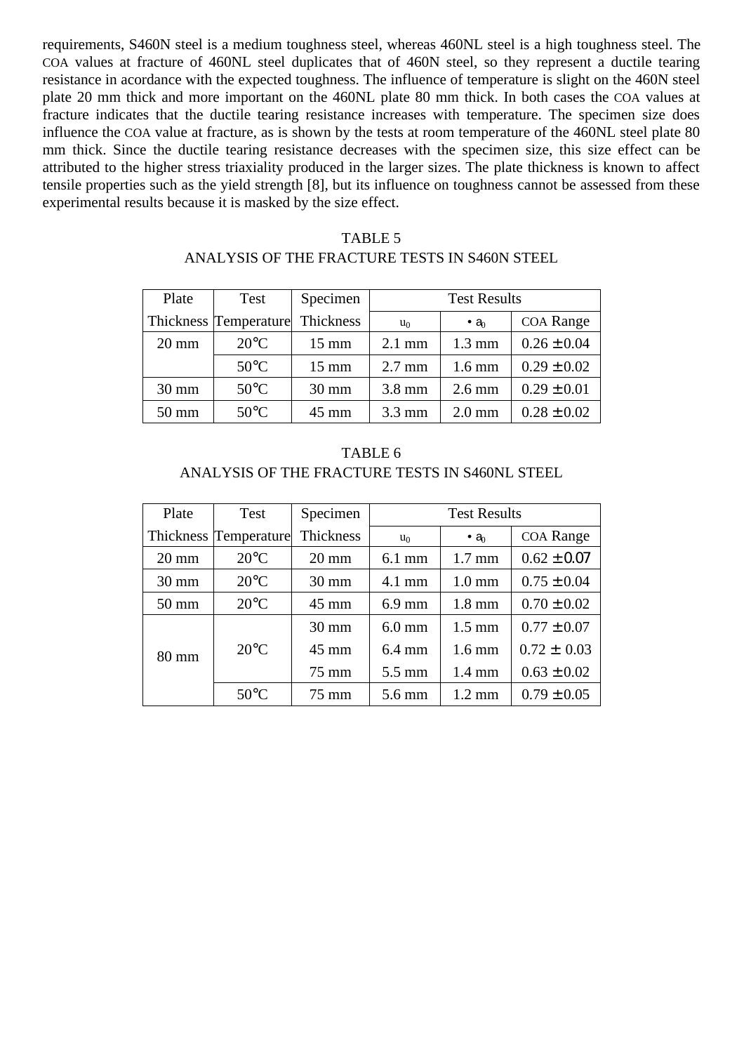requirements, S460N steel is a medium toughness steel, whereas 460NL steel is a high toughness steel. The COA values at fracture of 460NL steel duplicates that of 460N steel, so they represent a ductile tearing resistance in acordance with the expected toughness. The influence of temperature is slight on the 460N steel plate 20 mm thick and more important on the 460NL plate 80 mm thick. In both cases the COA values at fracture indicates that the ductile tearing resistance increases with temperature. The specimen size does influence the COA value at fracture, as is shown by the tests at room temperature of the 460NL steel plate 80 mm thick. Since the ductile tearing resistance decreases with the specimen size, this size effect can be attributed to the higher stress triaxiality produced in the larger sizes. The plate thickness is known to affect tensile properties such as the yield strength [8], but its influence on toughness cannot be assessed from these experimental results because it is masked by the size effect.

TABLE 5

ANALYSIS OF THE FRACTURE TESTS IN S460N STEEL

| Plate Thickness | Test Temperature | Specimen Thickness | Test Results | | |
|---|---|---|---|---|---|
| | | | $u_0$ | $\Delta a_0$ | COA Range |
| 20 mm | 20°C | 15 mm | 2.1 mm | 1.3 mm | 0.26 ± 0.04 |
| | 50°C | 15 mm | 2.7 mm | 1.6 mm | 0.29 ± 0.02 |
| 30 mm | 50°C | 30 mm | 3.8 mm | 2.6 mm | 0.29 ± 0.01 |
| 50 mm | 50°C | 45 mm | 3.3 mm | 2.0 mm | 0.28 ± 0.02 |

TABLE 6

ANALYSIS OF THE FRACTURE TESTS IN S460NL STEEL

| Plate Thickness | Test Temperature | Specimen Thickness | Test Results | | |
|---|---|---|---|---|---|
| | | | $u_0$ | $\Delta a_0$ | COA Range |
| 20 mm | 20°C | 20 mm | 6.1 mm | 1.7 mm | 0.62 ± 0.07 |
| 30 mm | 20°C | 30 mm | 4.1 mm | 1.0 mm | 0.75 ± 0.04 |
| 50 mm | 20°C | 45 mm | 6.9 mm | 1.8 mm | 0.70 ± 0.02 |
| 80 mm | 20°C | 30 mm | 6.0 mm | 1.5 mm | 0.77 ± 0.07 |
| | | 45 mm | 6.4 mm | 1.6 mm | 0.72 ± 0.03 |
| | | 75 mm | 5.5 mm | 1.4 mm | 0.63 ± 0.02 |
| | 50°C | 75 mm | 5.6 mm | 1.2 mm | 0.79 ± 0.05 |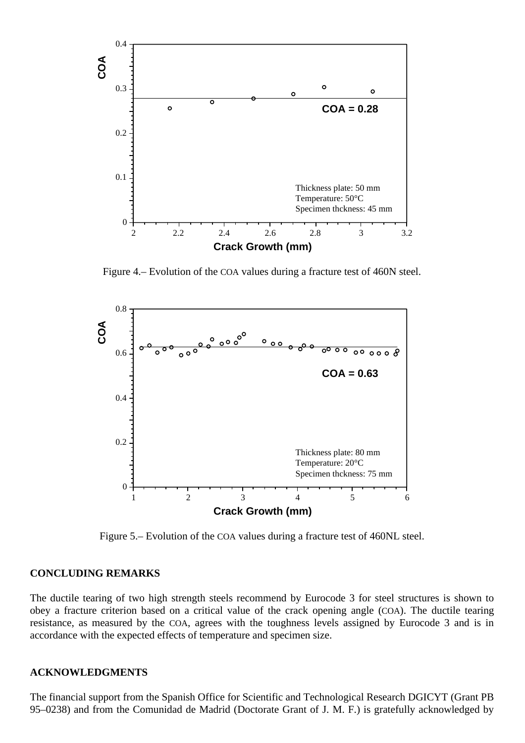Figure 4.– Evolution of the COA values during a fracture test of 460N steel.

Figure 5.– Evolution of the COA values during a fracture test of 460NL steel.

## CONCLUDING REMARKS

The ductile tearing of two high strength steels recommend by Eurocode 3 for steel structures is shown to obey a fracture criterion based on a critical value of the crack opening angle (COA). The ductile tearing resistance, as measured by the COA, agrees with the toughness levels assigned by Eurocode 3 and is in accordance with the expected effects of temperature and specimen size.

## ACKNOWLEDGMENTS

The financial support from the Spanish Office for Scientific and Technological Research DGICYT (Grant PB 95–0238) and from the Comunidad de Madrid (Doctorate Grant of J. M. F.) is gratefully acknowledged by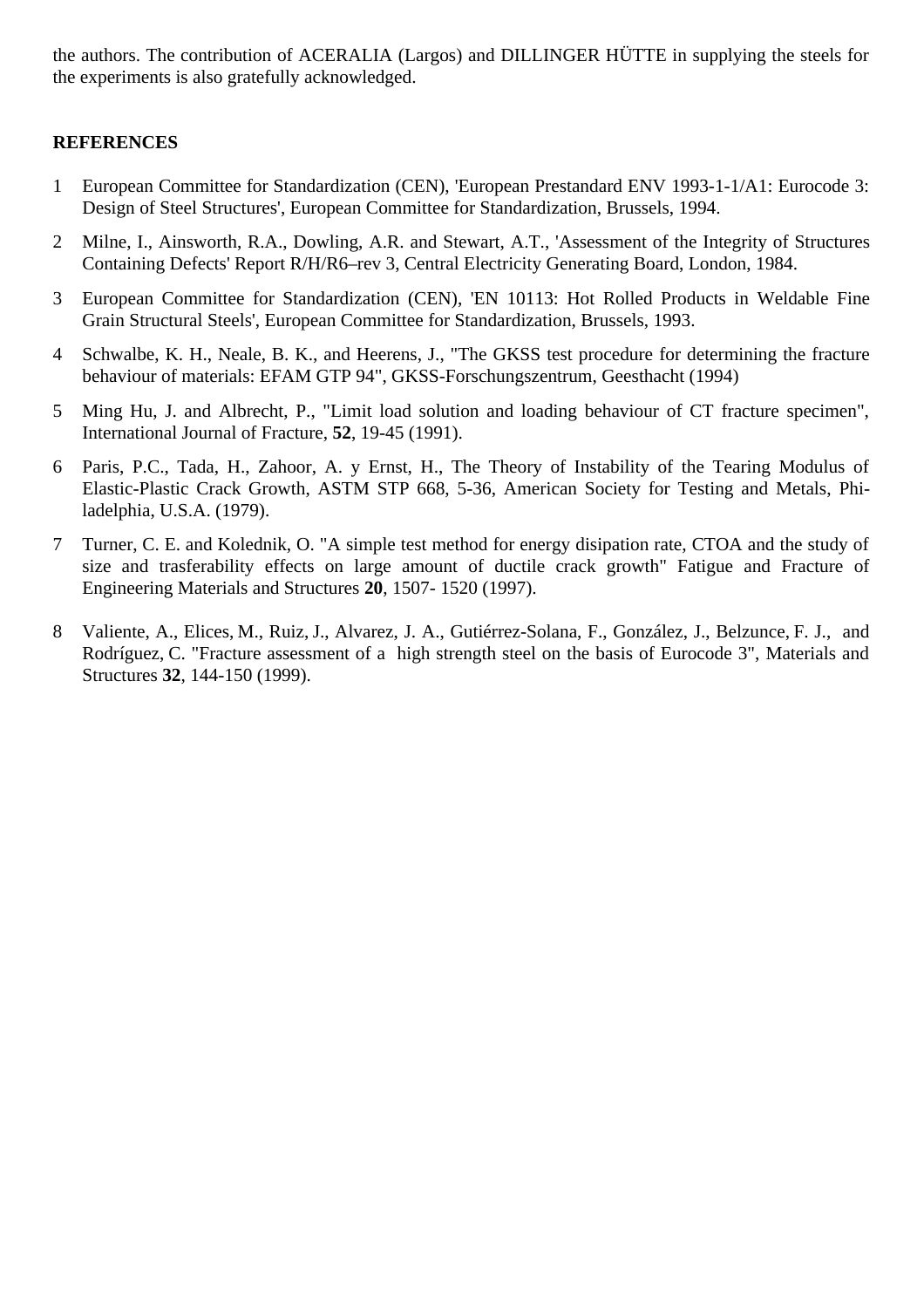the authors. The contribution of ACERALIA (Largos) and DILLINGER HÜTTE in supplying the steels for the experiments is also gratefully acknowledged.

## REFERENCES

1. European Committee for Standardization (CEN), 'European Prestandard ENV 1993-1-1/A1: Eurocode 3: Design of Steel Structures', European Committee for Standardization, Brussels, 1994.

2. Milne, I., Ainsworth, R.A., Dowling, A.R. and Stewart, A.T., 'Assessment of the Integrity of Structures Containing Defects' Report R/H/R6–rev 3, Central Electricity Generating Board, London, 1984.

3. European Committee for Standardization (CEN), 'EN 10113: Hot Rolled Products in Weldable Fine Grain Structural Steels', European Committee for Standardization, Brussels, 1993.

4. Schwalbe, K. H., Neale, B. K., and Heerens, J., "The GKSS test procedure for determining the fracture behaviour of materials: EFAM GTP 94", GKSS-Forschungszentrum, Geesthacht (1994)

5. Ming Hu, J. and Albrecht, P., "Limit load solution and loading behaviour of CT fracture specimen", International Journal of Fracture, **52**, 19-45 (1991).

6. Paris, P.C., Tada, H., Zahoor, A. y Ernst, H., The Theory of Instability of the Tearing Modulus of Elastic-Plastic Crack Growth, ASTM STP 668, 5-36, American Society for Testing and Metals, Philadelphia, U.S.A. (1979).

7. Turner, C. E. and Kolednik, O. "A simple test method for energy disipation rate, CTOA and the study of size and trasferability effects on large amount of ductile crack growth" Fatigue and Fracture of Engineering Materials and Structures **20**, 1507- 1520 (1997).

8. Valiente, A., Elices, M., Ruiz, J., Alvarez, J. A., Gutiérrez-Solana, F., González, J., Belzunce, F. J., and Rodríguez, C. "Fracture assessment of a high strength steel on the basis of Eurocode 3", Materials and Structures **32**, 144-150 (1999).